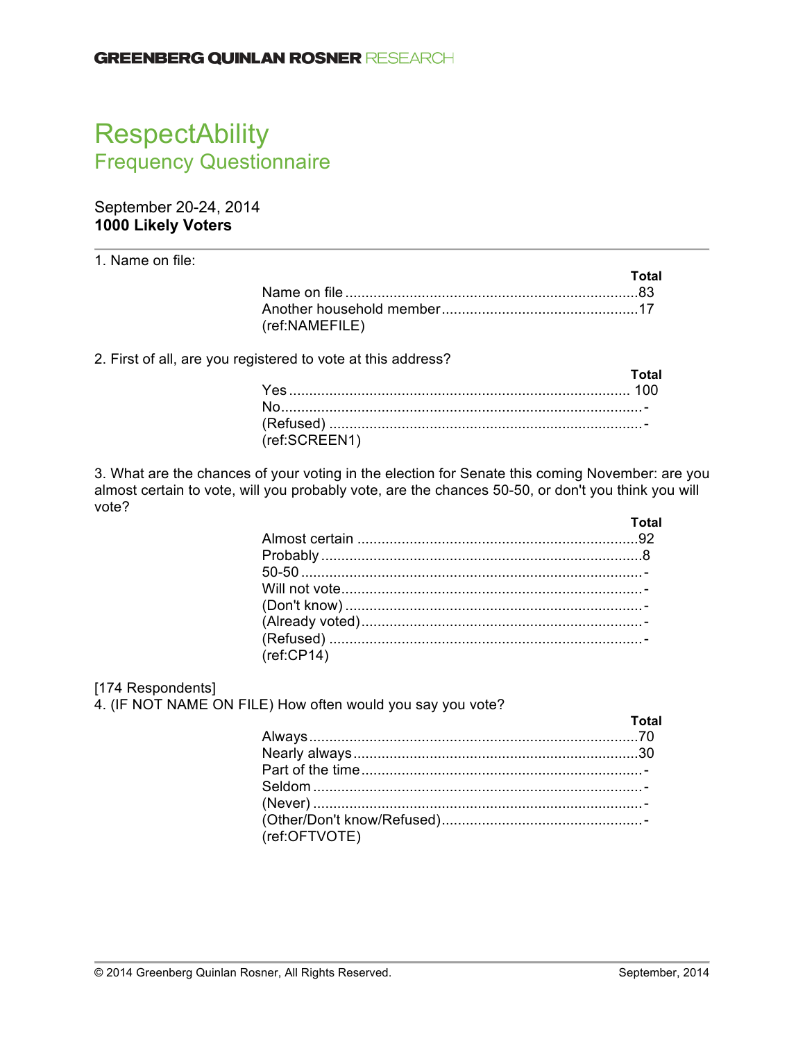GREENBERG QUINLAN ROSNER RESEARCH

# RespectAbility
## Frequency Questionnaire

September 20-24, 2014
**1000 Likely Voters**

1. Name on file:

| | Total |
|---|---|
| Name on file | 83 |
| Another household member | 17 |

(ref:NAMEFILE)

2. First of all, are you registered to vote at this address?

| | Total |
|---|---|
| Yes | 100 |
| No | - |
| (Refused) | - |

(ref:SCREEN1)

3. What are the chances of your voting in the election for Senate this coming November: are you almost certain to vote, will you probably vote, are the chances 50-50, or don't you think you will vote?

| | Total |
|---|---|
| Almost certain | 92 |
| Probably | 8 |
| 50-50 | - |
| Will not vote | - |
| (Don't know) | - |
| (Already voted) | - |
| (Refused) | - |

(ref:CP14)

[174 Respondents]
4. (IF NOT NAME ON FILE) How often would you say you vote?

| | Total |
|---|---|
| Always | 70 |
| Nearly always | 30 |
| Part of the time | - |
| Seldom | - |
| (Never) | - |
| (Other/Don't know/Refused) | - |

(ref:OFTVOTE)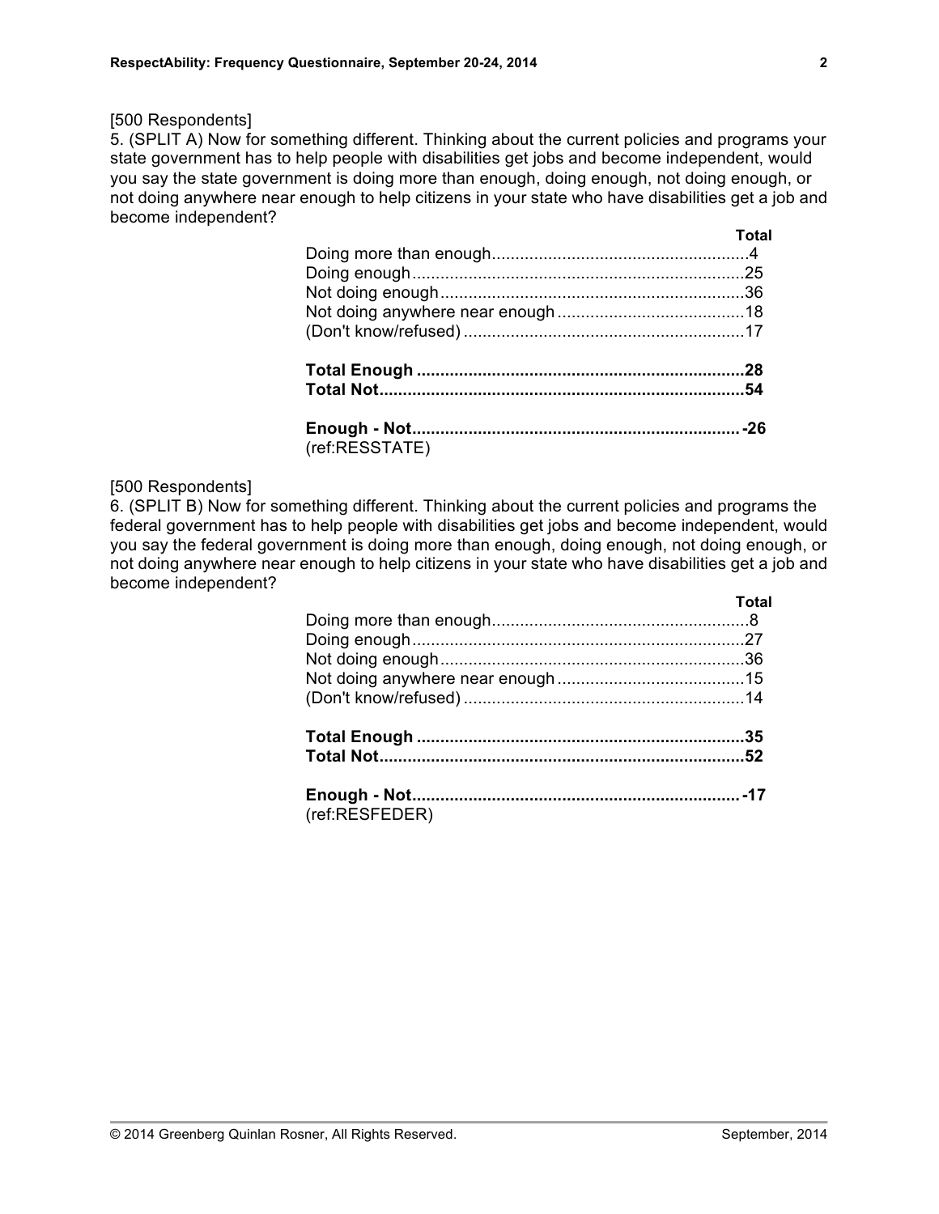[500 Respondents]

5. (SPLIT A) Now for something different. Thinking about the current policies and programs your state government has to help people with disabilities get jobs and become independent, would you say the state government is doing more than enough, doing enough, not doing enough, or not doing anywhere near enough to help citizens in your state who have disabilities get a job and become independent?

| | Total |
|---|---|
| Doing more than enough | 4 |
| Doing enough | 25 |
| Not doing enough | 36 |
| Not doing anywhere near enough | 18 |
| (Don't know/refused) | 17 |
| **Total Enough** | **28** |
| **Total Not** | **54** |
| **Enough - Not** | **-26** |

(ref:RESSTATE)

[500 Respondents]

6. (SPLIT B) Now for something different. Thinking about the current policies and programs the federal government has to help people with disabilities get jobs and become independent, would you say the federal government is doing more than enough, doing enough, not doing enough, or not doing anywhere near enough to help citizens in your state who have disabilities get a job and become independent?

| | Total |
|---|---|
| Doing more than enough | 8 |
| Doing enough | 27 |
| Not doing enough | 36 |
| Not doing anywhere near enough | 15 |
| (Don't know/refused) | 14 |
| **Total Enough** | **35** |
| **Total Not** | **52** |
| **Enough - Not** | **-17** |

(ref:RESFEDER)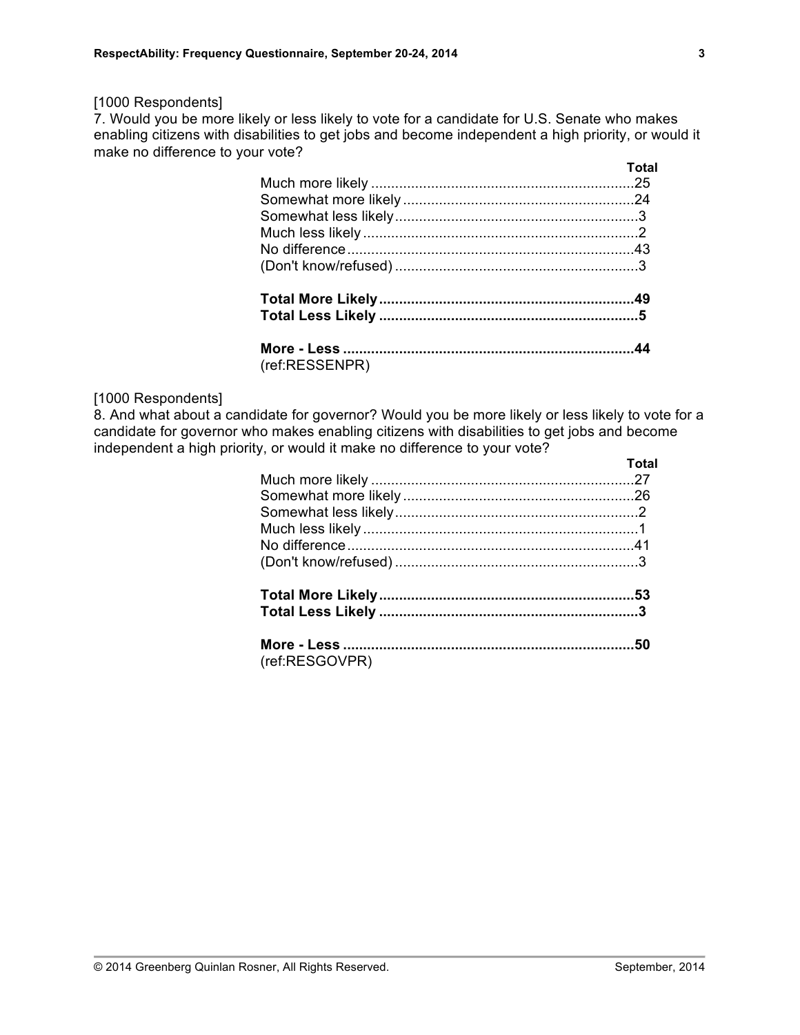[1000 Respondents]
7. Would you be more likely or less likely to vote for a candidate for U.S. Senate who makes enabling citizens with disabilities to get jobs and become independent a high priority, or would it make no difference to your vote?

| | Total |
|---|---|
| Much more likely | 25 |
| Somewhat more likely | 24 |
| Somewhat less likely | 3 |
| Much less likely | 2 |
| No difference | 43 |
| (Don't know/refused) | 3 |
| | |
| **Total More Likely** | **49** |
| **Total Less Likely** | **5** |
| | |
| **More - Less** | **44** |

(ref:RESSENPR)

[1000 Respondents]
8. And what about a candidate for governor? Would you be more likely or less likely to vote for a candidate for governor who makes enabling citizens with disabilities to get jobs and become independent a high priority, or would it make no difference to your vote?

| | Total |
|---|---|
| Much more likely | 27 |
| Somewhat more likely | 26 |
| Somewhat less likely | 2 |
| Much less likely | 1 |
| No difference | 41 |
| (Don't know/refused) | 3 |
| | |
| **Total More Likely** | **53** |
| **Total Less Likely** | **3** |
| | |
| **More - Less** | **50** |

(ref:RESGOVPR)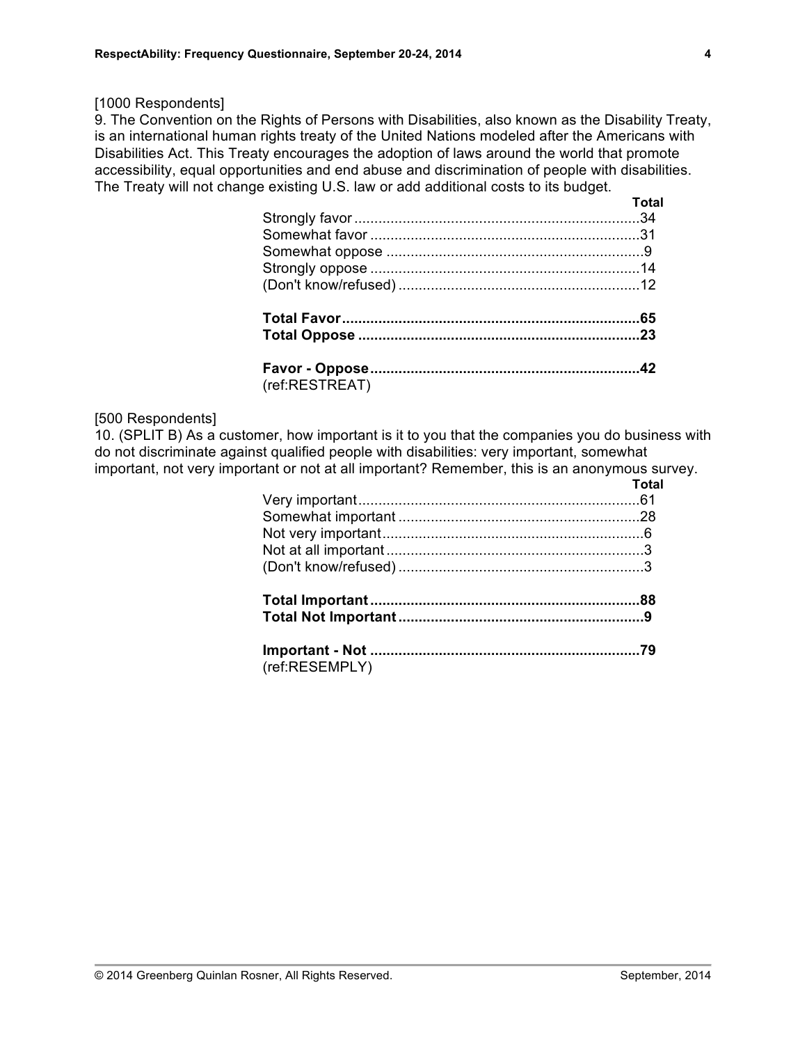[1000 Respondents]

9. The Convention on the Rights of Persons with Disabilities, also known as the Disability Treaty, is an international human rights treaty of the United Nations modeled after the Americans with Disabilities Act. This Treaty encourages the adoption of laws around the world that promote accessibility, equal opportunities and end abuse and discrimination of people with disabilities. The Treaty will not change existing U.S. law or add additional costs to its budget.

| | Total |
|---|---|
| Strongly favor | 34 |
| Somewhat favor | 31 |
| Somewhat oppose | 9 |
| Strongly oppose | 14 |
| (Don't know/refused) | 12 |
| | |
| **Total Favor** | **65** |
| **Total Oppose** | **23** |
| | |
| **Favor - Oppose** | **42** |

(ref:RESTREAT)

[500 Respondents]

10. (SPLIT B) As a customer, how important is it to you that the companies you do business with do not discriminate against qualified people with disabilities: very important, somewhat important, not very important or not at all important? Remember, this is an anonymous survey.

| | Total |
|---|---|
| Very important | 61 |
| Somewhat important | 28 |
| Not very important | 6 |
| Not at all important | 3 |
| (Don't know/refused) | 3 |
| | |
| **Total Important** | **88** |
| **Total Not Important** | **9** |
| | |
| **Important - Not** | **79** |

(ref:RESEMPLY)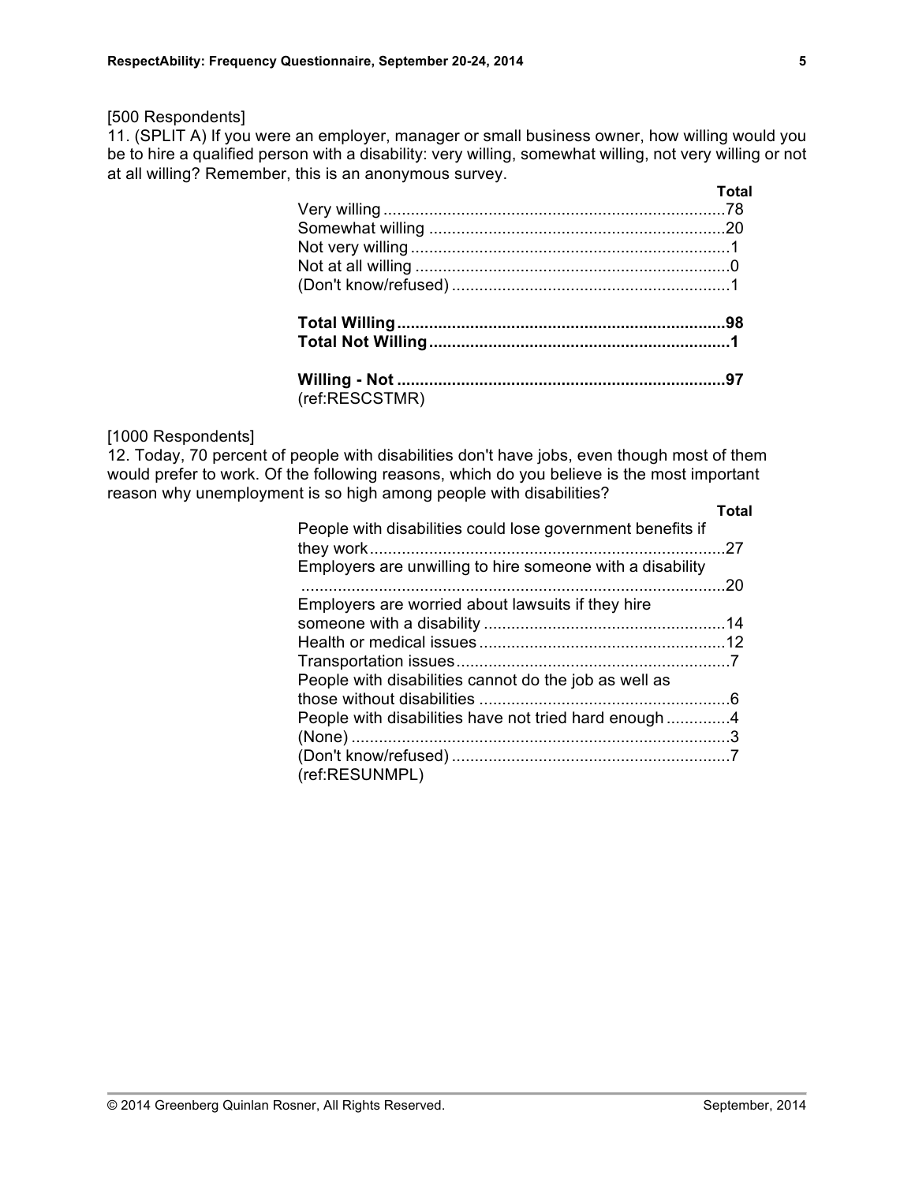[500 Respondents]

11. (SPLIT A) If you were an employer, manager or small business owner, how willing would you be to hire a qualified person with a disability: very willing, somewhat willing, not very willing or not at all willing? Remember, this is an anonymous survey.

| | Total |
|---|---|
| Very willing | 78 |
| Somewhat willing | 20 |
| Not very willing | 1 |
| Not at all willing | 0 |
| (Don't know/refused) | 1 |
| | |
| **Total Willing** | **98** |
| **Total Not Willing** | **1** |
| | |
| **Willing - Not** | **97** |

(ref:RESCSTMR)

[1000 Respondents]

12. Today, 70 percent of people with disabilities don't have jobs, even though most of them would prefer to work. Of the following reasons, which do you believe is the most important reason why unemployment is so high among people with disabilities?

| | Total |
|---|---|
| People with disabilities could lose government benefits if they work | 27 |
| Employers are unwilling to hire someone with a disability | 20 |
| Employers are worried about lawsuits if they hire someone with a disability | 14 |
| Health or medical issues | 12 |
| Transportation issues | 7 |
| People with disabilities cannot do the job as well as those without disabilities | 6 |
| People with disabilities have not tried hard enough | 4 |
| (None) | 3 |
| (Don't know/refused) | 7 |

(ref:RESUNMPL)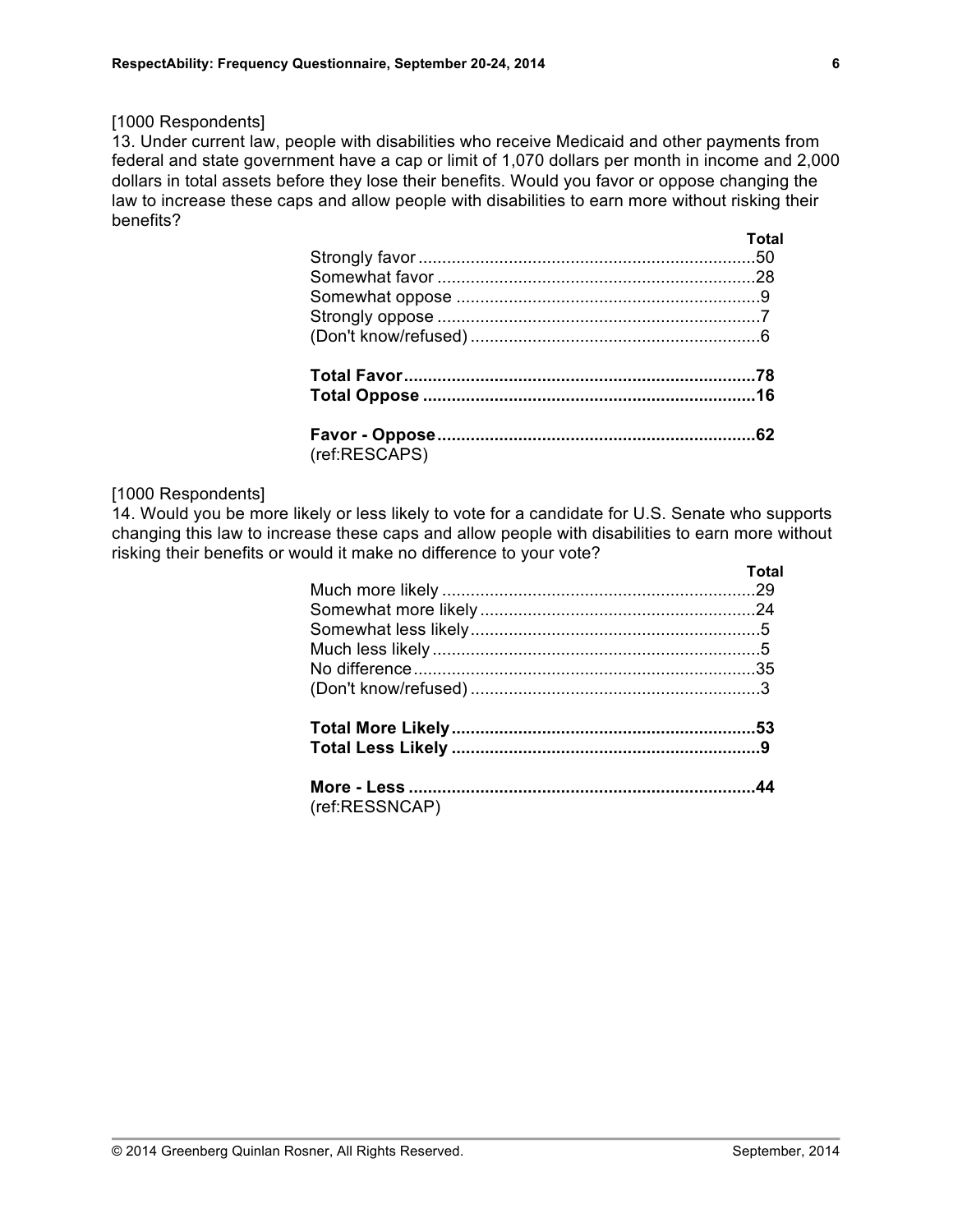[1000 Respondents]

13. Under current law, people with disabilities who receive Medicaid and other payments from federal and state government have a cap or limit of 1,070 dollars per month in income and 2,000 dollars in total assets before they lose their benefits. Would you favor or oppose changing the law to increase these caps and allow people with disabilities to earn more without risking their benefits?

| | Total |
|---|---|
| Strongly favor | 50 |
| Somewhat favor | 28 |
| Somewhat oppose | 9 |
| Strongly oppose | 7 |
| (Don't know/refused) | 6 |
| | |
| **Total Favor** | **78** |
| **Total Oppose** | **16** |
| | |
| **Favor - Oppose** | **62** |

(ref:RESCAPS)

[1000 Respondents]

14. Would you be more likely or less likely to vote for a candidate for U.S. Senate who supports changing this law to increase these caps and allow people with disabilities to earn more without risking their benefits or would it make no difference to your vote?

| | Total |
|---|---|
| Much more likely | 29 |
| Somewhat more likely | 24 |
| Somewhat less likely | 5 |
| Much less likely | 5 |
| No difference | 35 |
| (Don't know/refused) | 3 |
| | |
| **Total More Likely** | **53** |
| **Total Less Likely** | **9** |
| | |
| **More - Less** | **44** |

(ref:RESSNCAP)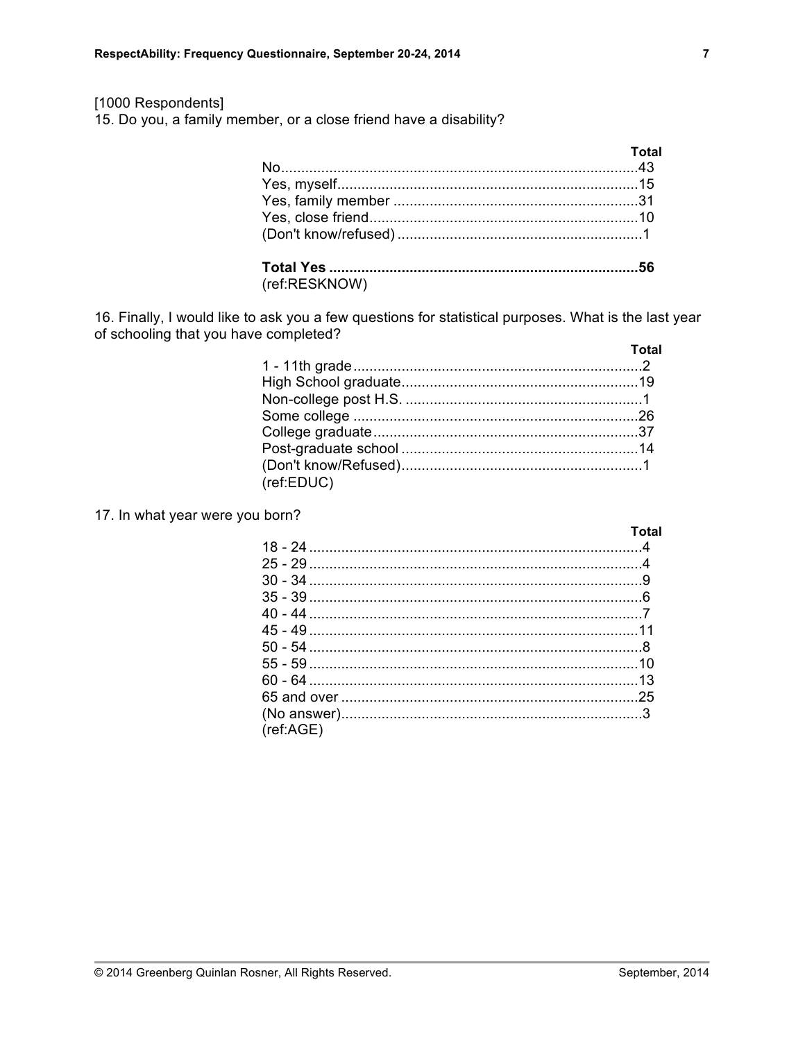[1000 Respondents]

15. Do you, a family member, or a close friend have a disability?

| | Total |
|---|---|
| No | 43 |
| Yes, myself | 15 |
| Yes, family member | 31 |
| Yes, close friend | 10 |
| (Don't know/refused) | 1 |
| | |
| **Total Yes** | **56** |

(ref:RESKNOW)

16. Finally, I would like to ask you a few questions for statistical purposes. What is the last year of schooling that you have completed?

| | Total |
|---|---|
| 1 - 11th grade | 2 |
| High School graduate | 19 |
| Non-college post H.S. | 1 |
| Some college | 26 |
| College graduate | 37 |
| Post-graduate school | 14 |
| (Don't know/Refused) | 1 |

(ref:EDUC)

17. In what year were you born?

| | Total |
|---|---|
| 18 - 24 | 4 |
| 25 - 29 | 4 |
| 30 - 34 | 9 |
| 35 - 39 | 6 |
| 40 - 44 | 7 |
| 45 - 49 | 11 |
| 50 - 54 | 8 |
| 55 - 59 | 10 |
| 60 - 64 | 13 |
| 65 and over | 25 |
| (No answer) | 3 |

(ref:AGE)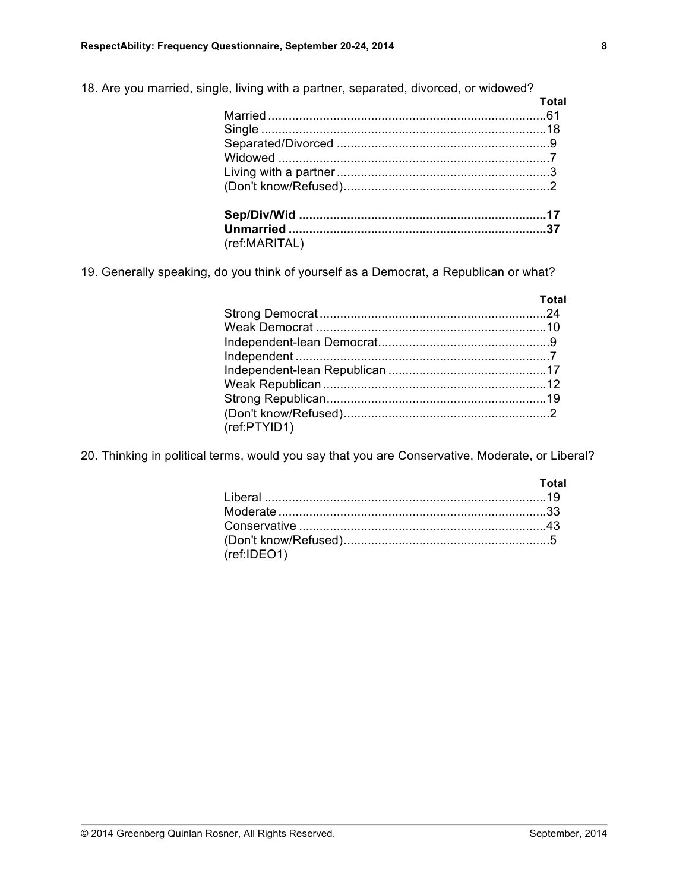18. Are you married, single, living with a partner, separated, divorced, or widowed?

| | Total |
|---|---|
| Married | 61 |
| Single | 18 |
| Separated/Divorced | 9 |
| Widowed | 7 |
| Living with a partner | 3 |
| (Don't know/Refused) | 2 |
| | |
| **Sep/Div/Wid** | **17** |
| **Unmarried** | **37** |

(ref:MARITAL)

19. Generally speaking, do you think of yourself as a Democrat, a Republican or what?

| | Total |
|---|---|
| Strong Democrat | 24 |
| Weak Democrat | 10 |
| Independent-lean Democrat | 9 |
| Independent | 7 |
| Independent-lean Republican | 17 |
| Weak Republican | 12 |
| Strong Republican | 19 |
| (Don't know/Refused) | 2 |

(ref:PTYID1)

20. Thinking in political terms, would you say that you are Conservative, Moderate, or Liberal?

| | Total |
|---|---|
| Liberal | 19 |
| Moderate | 33 |
| Conservative | 43 |
| (Don't know/Refused) | 5 |

(ref:IDEO1)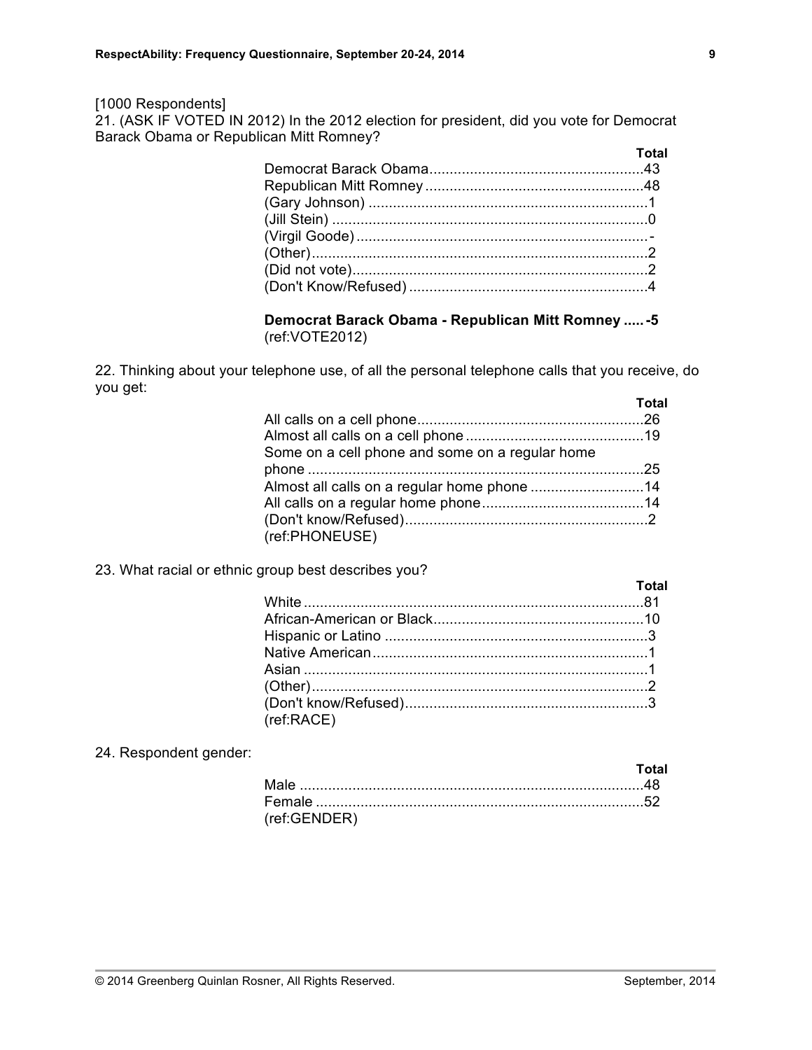[1000 Respondents]

21. (ASK IF VOTED IN 2012) In the 2012 election for president, did you vote for Democrat Barack Obama or Republican Mitt Romney?

| | Total |
|---|---|
| Democrat Barack Obama | 43 |
| Republican Mitt Romney | 48 |
| (Gary Johnson) | 1 |
| (Jill Stein) | 0 |
| (Virgil Goode) | - |
| (Other) | 2 |
| (Did not vote) | 2 |
| (Don't Know/Refused) | 4 |
| **Democrat Barack Obama - Republican Mitt Romney** | **-5** |

(ref:VOTE2012)

22. Thinking about your telephone use, of all the personal telephone calls that you receive, do you get:

| | Total |
|---|---|
| All calls on a cell phone | 26 |
| Almost all calls on a cell phone | 19 |
| Some on a cell phone and some on a regular home phone | 25 |
| Almost all calls on a regular home phone | 14 |
| All calls on a regular home phone | 14 |
| (Don't know/Refused) | 2 |

(ref:PHONEUSE)

23. What racial or ethnic group best describes you?

| | Total |
|---|---|
| White | 81 |
| African-American or Black | 10 |
| Hispanic or Latino | 3 |
| Native American | 1 |
| Asian | 1 |
| (Other) | 2 |
| (Don't know/Refused) | 3 |

(ref:RACE)

24. Respondent gender:

| | Total |
|---|---|
| Male | 48 |
| Female | 52 |

(ref:GENDER)